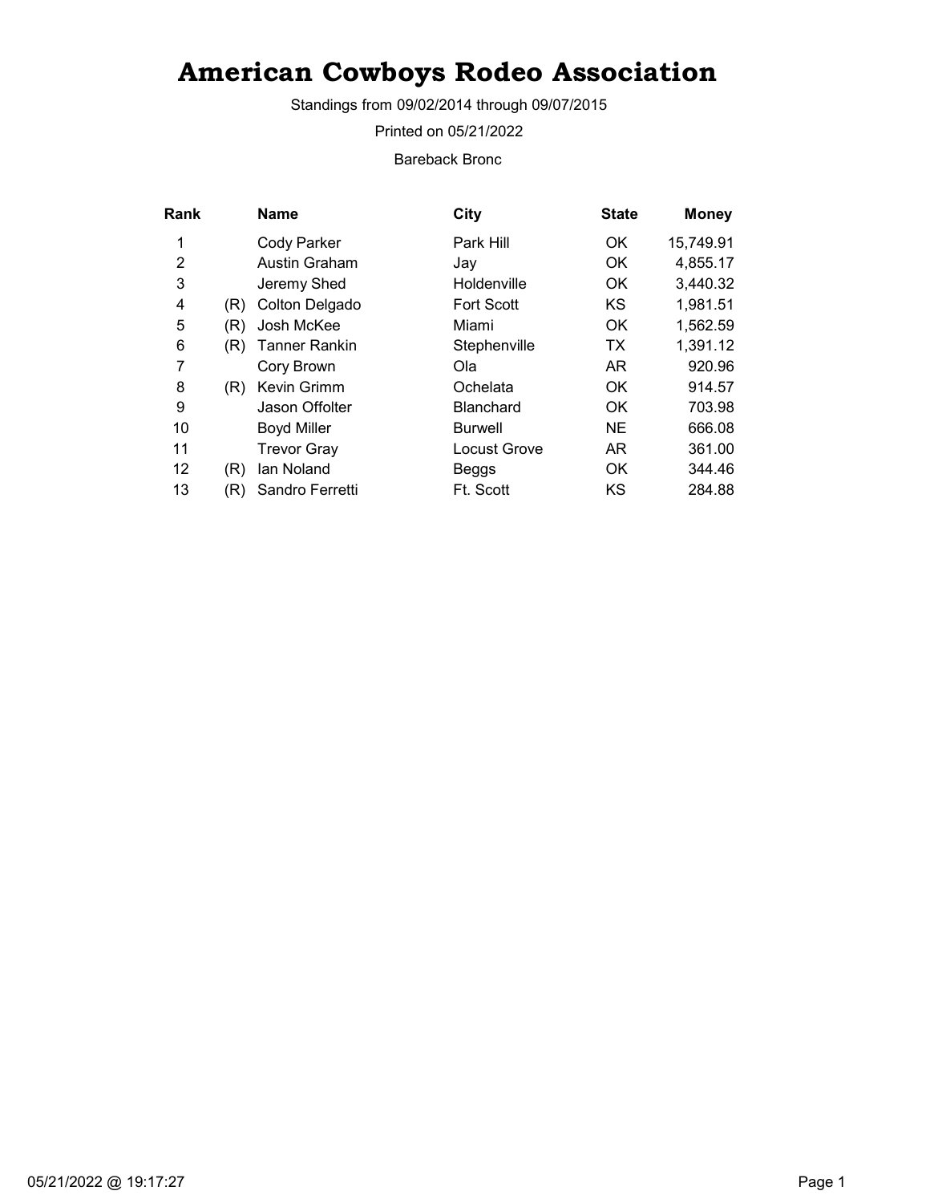# American Cowboys Rodeo Association

Standings from 09/02/2014 through 09/07/2015

Printed on 05/21/2022

Bareback Bronc

| Rank | | Name | City | State | Money |
|---|---|---|---|---|---|
| 1 | | Cody Parker | Park Hill | OK | 15,749.91 |
| 2 | | Austin Graham | Jay | OK | 4,855.17 |
| 3 | | Jeremy Shed | Holdenville | OK | 3,440.32 |
| 4 | (R) | Colton Delgado | Fort Scott | KS | 1,981.51 |
| 5 | (R) | Josh McKee | Miami | OK | 1,562.59 |
| 6 | (R) | Tanner Rankin | Stephenville | TX | 1,391.12 |
| 7 | | Cory Brown | Ola | AR | 920.96 |
| 8 | (R) | Kevin Grimm | Ochelata | OK | 914.57 |
| 9 | | Jason Offolter | Blanchard | OK | 703.98 |
| 10 | | Boyd Miller | Burwell | NE | 666.08 |
| 11 | | Trevor Gray | Locust Grove | AR | 361.00 |
| 12 | (R) | Ian Noland | Beggs | OK | 344.46 |
| 13 | (R) | Sandro Ferretti | Ft. Scott | KS | 284.88 |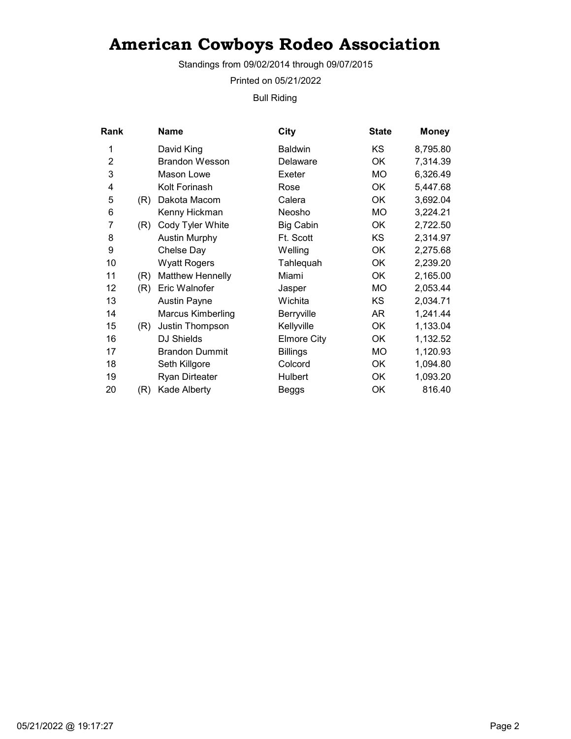# American Cowboys Rodeo Association

Standings from 09/02/2014 through 09/07/2015

Printed on 05/21/2022

Bull Riding

| Rank | | Name | City | State | Money |
|---|---|---|---|---|---|
| 1 | | David King | Baldwin | KS | 8,795.80 |
| 2 | | Brandon Wesson | Delaware | OK | 7,314.39 |
| 3 | | Mason Lowe | Exeter | MO | 6,326.49 |
| 4 | | Kolt Forinash | Rose | OK | 5,447.68 |
| 5 | (R) | Dakota Macom | Calera | OK | 3,692.04 |
| 6 | | Kenny Hickman | Neosho | MO | 3,224.21 |
| 7 | (R) | Cody Tyler White | Big Cabin | OK | 2,722.50 |
| 8 | | Austin Murphy | Ft. Scott | KS | 2,314.97 |
| 9 | | Chelse Day | Welling | OK | 2,275.68 |
| 10 | | Wyatt Rogers | Tahlequah | OK | 2,239.20 |
| 11 | (R) | Matthew Hennelly | Miami | OK | 2,165.00 |
| 12 | (R) | Eric Walnofer | Jasper | MO | 2,053.44 |
| 13 | | Austin Payne | Wichita | KS | 2,034.71 |
| 14 | | Marcus Kimberling | Berryville | AR | 1,241.44 |
| 15 | (R) | Justin Thompson | Kellyville | OK | 1,133.04 |
| 16 | | DJ Shields | Elmore City | OK | 1,132.52 |
| 17 | | Brandon Dummit | Billings | MO | 1,120.93 |
| 18 | | Seth Killgore | Colcord | OK | 1,094.80 |
| 19 | | Ryan Dirteater | Hulbert | OK | 1,093.20 |
| 20 | (R) | Kade Alberty | Beggs | OK | 816.40 |

05/21/2022 @ 19:17:27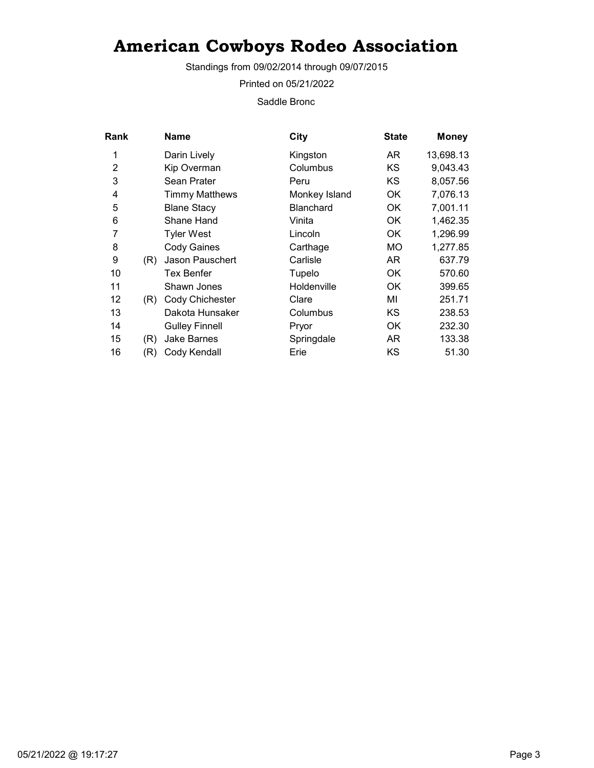# American Cowboys Rodeo Association

Standings from 09/02/2014 through 09/07/2015

Printed on 05/21/2022

Saddle Bronc

| Rank | | Name | City | State | Money |
|---|---|---|---|---|---|
| 1 | | Darin Lively | Kingston | AR | 13,698.13 |
| 2 | | Kip Overman | Columbus | KS | 9,043.43 |
| 3 | | Sean Prater | Peru | KS | 8,057.56 |
| 4 | | Timmy Matthews | Monkey Island | OK | 7,076.13 |
| 5 | | Blane Stacy | Blanchard | OK | 7,001.11 |
| 6 | | Shane Hand | Vinita | OK | 1,462.35 |
| 7 | | Tyler West | Lincoln | OK | 1,296.99 |
| 8 | | Cody Gaines | Carthage | MO | 1,277.85 |
| 9 | (R) | Jason Pauschert | Carlisle | AR | 637.79 |
| 10 | | Tex Benfer | Tupelo | OK | 570.60 |
| 11 | | Shawn Jones | Holdenville | OK | 399.65 |
| 12 | (R) | Cody Chichester | Clare | MI | 251.71 |
| 13 | | Dakota Hunsaker | Columbus | KS | 238.53 |
| 14 | | Gulley Finnell | Pryor | OK | 232.30 |
| 15 | (R) | Jake Barnes | Springdale | AR | 133.38 |
| 16 | (R) | Cody Kendall | Erie | KS | 51.30 |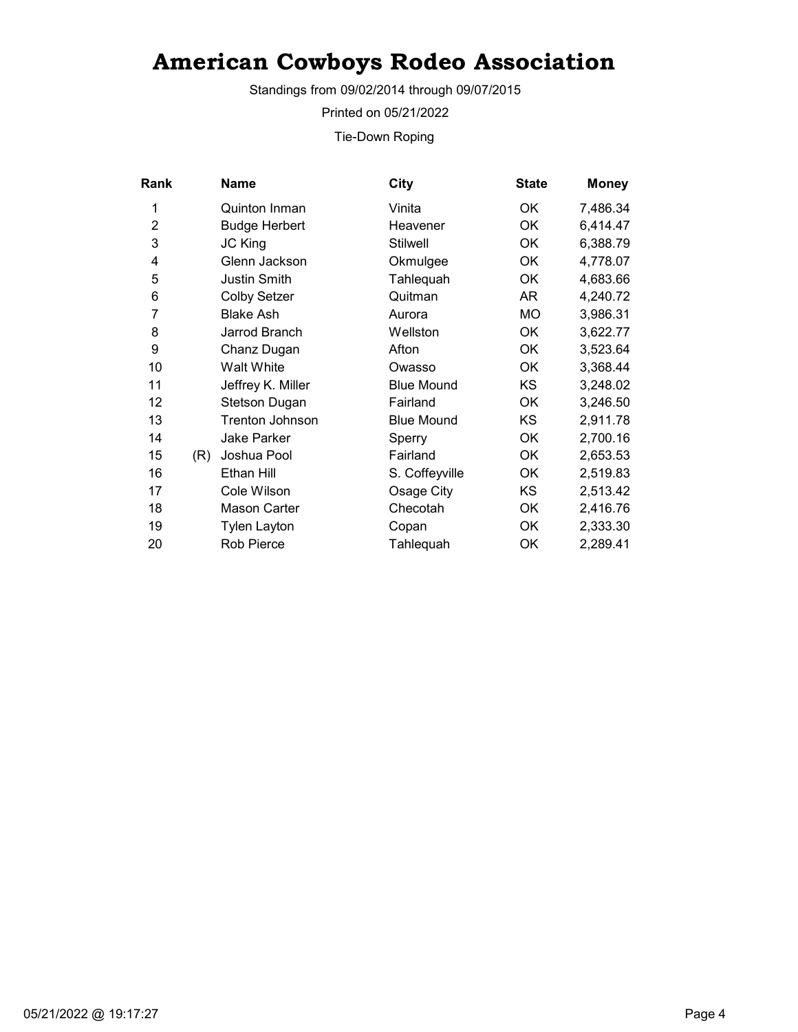# American Cowboys Rodeo Association

Standings from 09/02/2014 through 09/07/2015

Printed on 05/21/2022

Tie-Down Roping

| Rank | | Name | City | State | Money |
|---|---|---|---|---|---|
| 1 | | Quinton Inman | Vinita | OK | 7,486.34 |
| 2 | | Budge Herbert | Heavener | OK | 6,414.47 |
| 3 | | JC King | Stilwell | OK | 6,388.79 |
| 4 | | Glenn Jackson | Okmulgee | OK | 4,778.07 |
| 5 | | Justin Smith | Tahlequah | OK | 4,683.66 |
| 6 | | Colby Setzer | Quitman | AR | 4,240.72 |
| 7 | | Blake Ash | Aurora | MO | 3,986.31 |
| 8 | | Jarrod Branch | Wellston | OK | 3,622.77 |
| 9 | | Chanz Dugan | Afton | OK | 3,523.64 |
| 10 | | Walt White | Owasso | OK | 3,368.44 |
| 11 | | Jeffrey K. Miller | Blue Mound | KS | 3,248.02 |
| 12 | | Stetson Dugan | Fairland | OK | 3,246.50 |
| 13 | | Trenton Johnson | Blue Mound | KS | 2,911.78 |
| 14 | | Jake Parker | Sperry | OK | 2,700.16 |
| 15 | (R) | Joshua Pool | Fairland | OK | 2,653.53 |
| 16 | | Ethan Hill | S. Coffeyville | OK | 2,519.83 |
| 17 | | Cole Wilson | Osage City | KS | 2,513.42 |
| 18 | | Mason Carter | Checotah | OK | 2,416.76 |
| 19 | | Tylen Layton | Copan | OK | 2,333.30 |
| 20 | | Rob Pierce | Tahlequah | OK | 2,289.41 |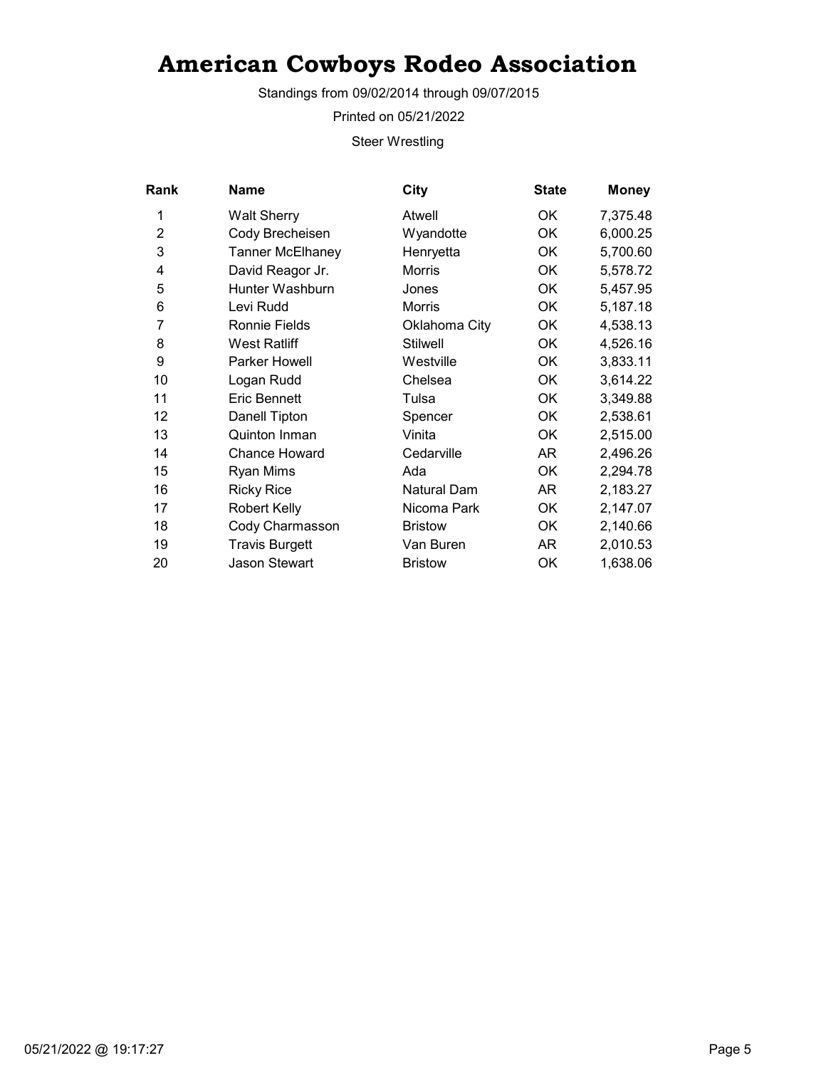# American Cowboys Rodeo Association

Standings from 09/02/2014 through 09/07/2015

Printed on 05/21/2022

Steer Wrestling

| Rank | Name | City | State | Money |
|---|---|---|---|---|
| 1 | Walt Sherry | Atwell | OK | 7,375.48 |
| 2 | Cody Brecheisen | Wyandotte | OK | 6,000.25 |
| 3 | Tanner McElhaney | Henryetta | OK | 5,700.60 |
| 4 | David Reagor Jr. | Morris | OK | 5,578.72 |
| 5 | Hunter Washburn | Jones | OK | 5,457.95 |
| 6 | Levi Rudd | Morris | OK | 5,187.18 |
| 7 | Ronnie Fields | Oklahoma City | OK | 4,538.13 |
| 8 | West Ratliff | Stilwell | OK | 4,526.16 |
| 9 | Parker Howell | Westville | OK | 3,833.11 |
| 10 | Logan Rudd | Chelsea | OK | 3,614.22 |
| 11 | Eric Bennett | Tulsa | OK | 3,349.88 |
| 12 | Danell Tipton | Spencer | OK | 2,538.61 |
| 13 | Quinton Inman | Vinita | OK | 2,515.00 |
| 14 | Chance Howard | Cedarville | AR | 2,496.26 |
| 15 | Ryan Mims | Ada | OK | 2,294.78 |
| 16 | Ricky Rice | Natural Dam | AR | 2,183.27 |
| 17 | Robert Kelly | Nicoma Park | OK | 2,147.07 |
| 18 | Cody Charmasson | Bristow | OK | 2,140.66 |
| 19 | Travis Burgett | Van Buren | AR | 2,010.53 |
| 20 | Jason Stewart | Bristow | OK | 1,638.06 |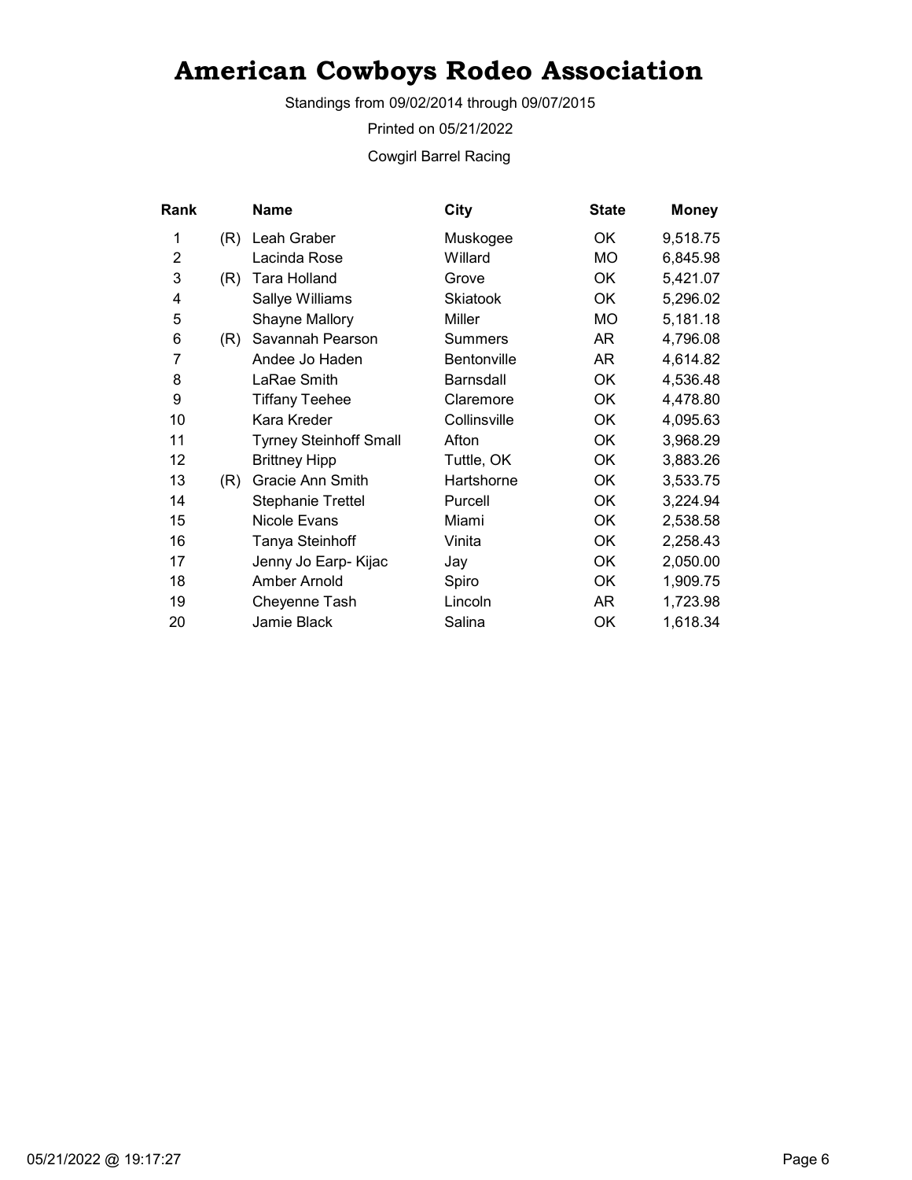# American Cowboys Rodeo Association

Standings from 09/02/2014 through 09/07/2015

Printed on 05/21/2022

Cowgirl Barrel Racing

| Rank | | Name | City | State | Money |
|---|---|---|---|---|---|
| 1 | (R) | Leah Graber | Muskogee | OK | 9,518.75 |
| 2 | | Lacinda Rose | Willard | MO | 6,845.98 |
| 3 | (R) | Tara Holland | Grove | OK | 5,421.07 |
| 4 | | Sallye Williams | Skiatook | OK | 5,296.02 |
| 5 | | Shayne Mallory | Miller | MO | 5,181.18 |
| 6 | (R) | Savannah Pearson | Summers | AR | 4,796.08 |
| 7 | | Andee Jo Haden | Bentonville | AR | 4,614.82 |
| 8 | | LaRae Smith | Barnsdall | OK | 4,536.48 |
| 9 | | Tiffany Teehee | Claremore | OK | 4,478.80 |
| 10 | | Kara Kreder | Collinsville | OK | 4,095.63 |
| 11 | | Tyrney Steinhoff Small | Afton | OK | 3,968.29 |
| 12 | | Brittney Hipp | Tuttle, OK | OK | 3,883.26 |
| 13 | (R) | Gracie Ann Smith | Hartshorne | OK | 3,533.75 |
| 14 | | Stephanie Trettel | Purcell | OK | 3,224.94 |
| 15 | | Nicole Evans | Miami | OK | 2,538.58 |
| 16 | | Tanya Steinhoff | Vinita | OK | 2,258.43 |
| 17 | | Jenny Jo Earp- Kijac | Jay | OK | 2,050.00 |
| 18 | | Amber Arnold | Spiro | OK | 1,909.75 |
| 19 | | Cheyenne Tash | Lincoln | AR | 1,723.98 |
| 20 | | Jamie Black | Salina | OK | 1,618.34 |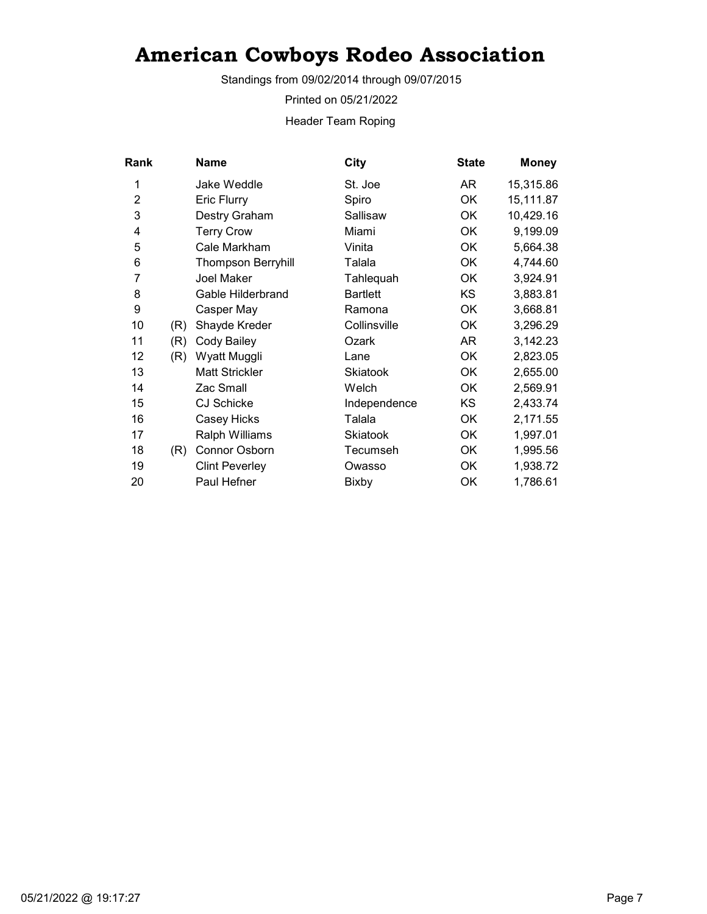# American Cowboys Rodeo Association

Standings from 09/02/2014 through 09/07/2015

Printed on 05/21/2022

Header Team Roping

| Rank | | Name | City | State | Money |
|---|---|---|---|---|---|
| 1 | | Jake Weddle | St. Joe | AR | 15,315.86 |
| 2 | | Eric Flurry | Spiro | OK | 15,111.87 |
| 3 | | Destry Graham | Sallisaw | OK | 10,429.16 |
| 4 | | Terry Crow | Miami | OK | 9,199.09 |
| 5 | | Cale Markham | Vinita | OK | 5,664.38 |
| 6 | | Thompson Berryhill | Talala | OK | 4,744.60 |
| 7 | | Joel Maker | Tahlequah | OK | 3,924.91 |
| 8 | | Gable Hilderbrand | Bartlett | KS | 3,883.81 |
| 9 | | Casper May | Ramona | OK | 3,668.81 |
| 10 | (R) | Shayde Kreder | Collinsville | OK | 3,296.29 |
| 11 | (R) | Cody Bailey | Ozark | AR | 3,142.23 |
| 12 | (R) | Wyatt Muggli | Lane | OK | 2,823.05 |
| 13 | | Matt Strickler | Skiatook | OK | 2,655.00 |
| 14 | | Zac Small | Welch | OK | 2,569.91 |
| 15 | | CJ Schicke | Independence | KS | 2,433.74 |
| 16 | | Casey Hicks | Talala | OK | 2,171.55 |
| 17 | | Ralph Williams | Skiatook | OK | 1,997.01 |
| 18 | (R) | Connor Osborn | Tecumseh | OK | 1,995.56 |
| 19 | | Clint Peverley | Owasso | OK | 1,938.72 |
| 20 | | Paul Hefner | Bixby | OK | 1,786.61 |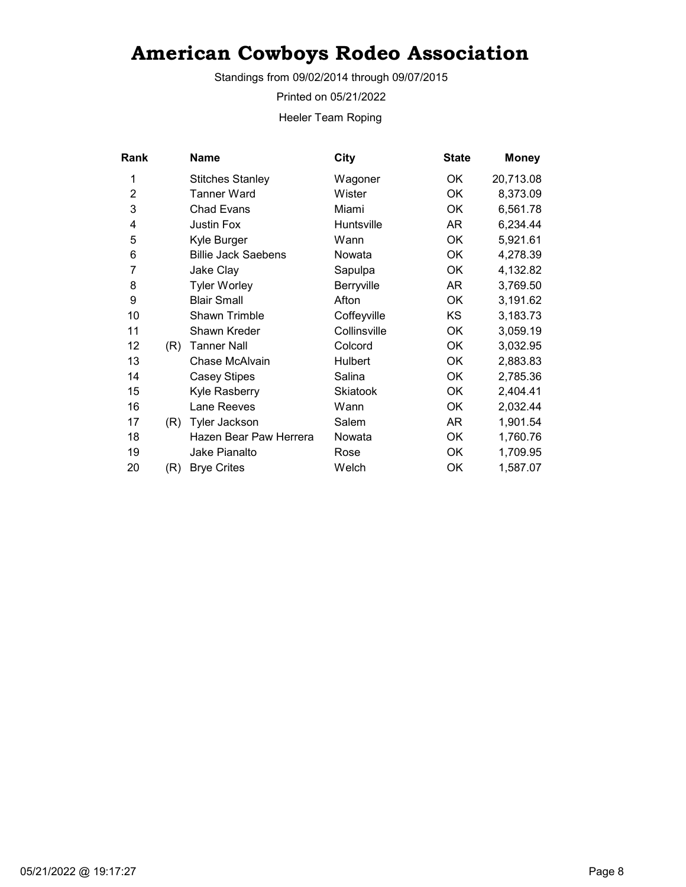# American Cowboys Rodeo Association

Standings from 09/02/2014 through 09/07/2015

Printed on 05/21/2022

Heeler Team Roping

| Rank | | Name | City | State | Money |
|---|---|---|---|---|---|
| 1 | | Stitches Stanley | Wagoner | OK | 20,713.08 |
| 2 | | Tanner Ward | Wister | OK | 8,373.09 |
| 3 | | Chad Evans | Miami | OK | 6,561.78 |
| 4 | | Justin Fox | Huntsville | AR | 6,234.44 |
| 5 | | Kyle Burger | Wann | OK | 5,921.61 |
| 6 | | Billie Jack Saebens | Nowata | OK | 4,278.39 |
| 7 | | Jake Clay | Sapulpa | OK | 4,132.82 |
| 8 | | Tyler Worley | Berryville | AR | 3,769.50 |
| 9 | | Blair Small | Afton | OK | 3,191.62 |
| 10 | | Shawn Trimble | Coffeyville | KS | 3,183.73 |
| 11 | | Shawn Kreder | Collinsville | OK | 3,059.19 |
| 12 | (R) | Tanner Nall | Colcord | OK | 3,032.95 |
| 13 | | Chase McAlvain | Hulbert | OK | 2,883.83 |
| 14 | | Casey Stipes | Salina | OK | 2,785.36 |
| 15 | | Kyle Rasberry | Skiatook | OK | 2,404.41 |
| 16 | | Lane Reeves | Wann | OK | 2,032.44 |
| 17 | (R) | Tyler Jackson | Salem | AR | 1,901.54 |
| 18 | | Hazen Bear Paw Herrera | Nowata | OK | 1,760.76 |
| 19 | | Jake Pianalto | Rose | OK | 1,709.95 |
| 20 | (R) | Brye Crites | Welch | OK | 1,587.07 |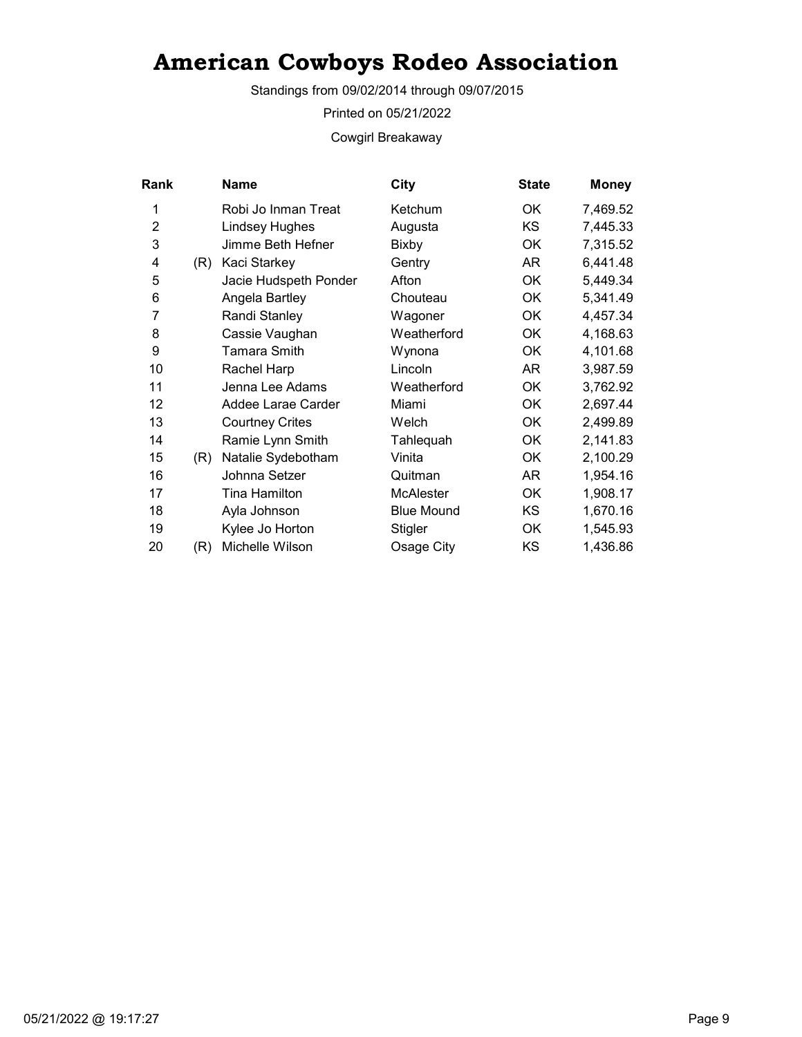# American Cowboys Rodeo Association

Standings from 09/02/2014 through 09/07/2015

Printed on 05/21/2022

Cowgirl Breakaway

| Rank | | Name | City | State | Money |
|---|---|---|---|---|---|
| 1 | | Robi Jo Inman Treat | Ketchum | OK | 7,469.52 |
| 2 | | Lindsey Hughes | Augusta | KS | 7,445.33 |
| 3 | | Jimme Beth Hefner | Bixby | OK | 7,315.52 |
| 4 | (R) | Kaci Starkey | Gentry | AR | 6,441.48 |
| 5 | | Jacie Hudspeth Ponder | Afton | OK | 5,449.34 |
| 6 | | Angela Bartley | Chouteau | OK | 5,341.49 |
| 7 | | Randi Stanley | Wagoner | OK | 4,457.34 |
| 8 | | Cassie Vaughan | Weatherford | OK | 4,168.63 |
| 9 | | Tamara Smith | Wynona | OK | 4,101.68 |
| 10 | | Rachel Harp | Lincoln | AR | 3,987.59 |
| 11 | | Jenna Lee Adams | Weatherford | OK | 3,762.92 |
| 12 | | Addee Larae Carder | Miami | OK | 2,697.44 |
| 13 | | Courtney Crites | Welch | OK | 2,499.89 |
| 14 | | Ramie Lynn Smith | Tahlequah | OK | 2,141.83 |
| 15 | (R) | Natalie Sydebotham | Vinita | OK | 2,100.29 |
| 16 | | Johnna Setzer | Quitman | AR | 1,954.16 |
| 17 | | Tina Hamilton | McAlester | OK | 1,908.17 |
| 18 | | Ayla Johnson | Blue Mound | KS | 1,670.16 |
| 19 | | Kylee Jo Horton | Stigler | OK | 1,545.93 |
| 20 | (R) | Michelle Wilson | Osage City | KS | 1,436.86 |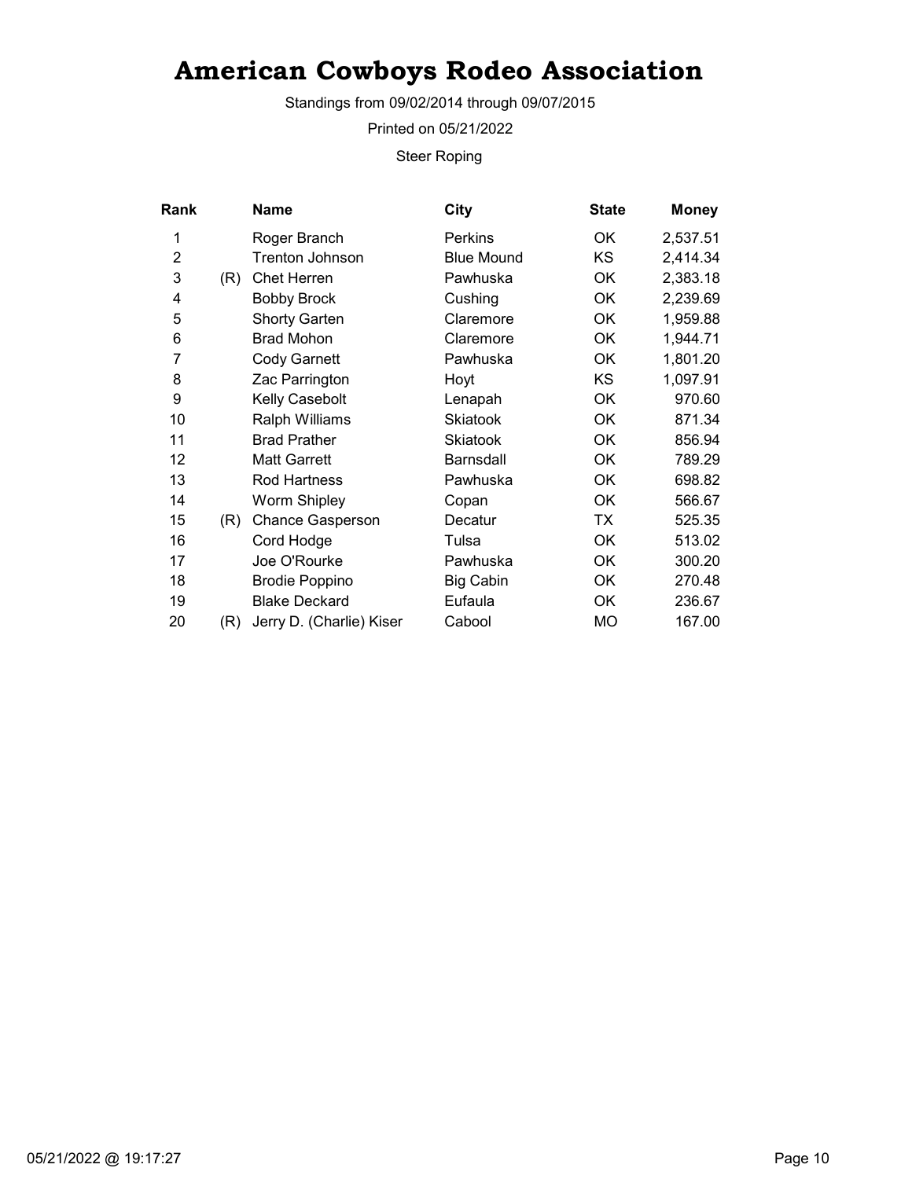# American Cowboys Rodeo Association

Standings from 09/02/2014 through 09/07/2015

Printed on 05/21/2022

Steer Roping

| Rank | | Name | City | State | Money |
|---|---|---|---|---|---|
| 1 | | Roger Branch | Perkins | OK | 2,537.51 |
| 2 | | Trenton Johnson | Blue Mound | KS | 2,414.34 |
| 3 | (R) | Chet Herren | Pawhuska | OK | 2,383.18 |
| 4 | | Bobby Brock | Cushing | OK | 2,239.69 |
| 5 | | Shorty Garten | Claremore | OK | 1,959.88 |
| 6 | | Brad Mohon | Claremore | OK | 1,944.71 |
| 7 | | Cody Garnett | Pawhuska | OK | 1,801.20 |
| 8 | | Zac Parrington | Hoyt | KS | 1,097.91 |
| 9 | | Kelly Casebolt | Lenapah | OK | 970.60 |
| 10 | | Ralph Williams | Skiatook | OK | 871.34 |
| 11 | | Brad Prather | Skiatook | OK | 856.94 |
| 12 | | Matt Garrett | Barnsdall | OK | 789.29 |
| 13 | | Rod Hartness | Pawhuska | OK | 698.82 |
| 14 | | Worm Shipley | Copan | OK | 566.67 |
| 15 | (R) | Chance Gasperson | Decatur | TX | 525.35 |
| 16 | | Cord Hodge | Tulsa | OK | 513.02 |
| 17 | | Joe O'Rourke | Pawhuska | OK | 300.20 |
| 18 | | Brodie Poppino | Big Cabin | OK | 270.48 |
| 19 | | Blake Deckard | Eufaula | OK | 236.67 |
| 20 | (R) | Jerry D. (Charlie) Kiser | Cabool | MO | 167.00 |